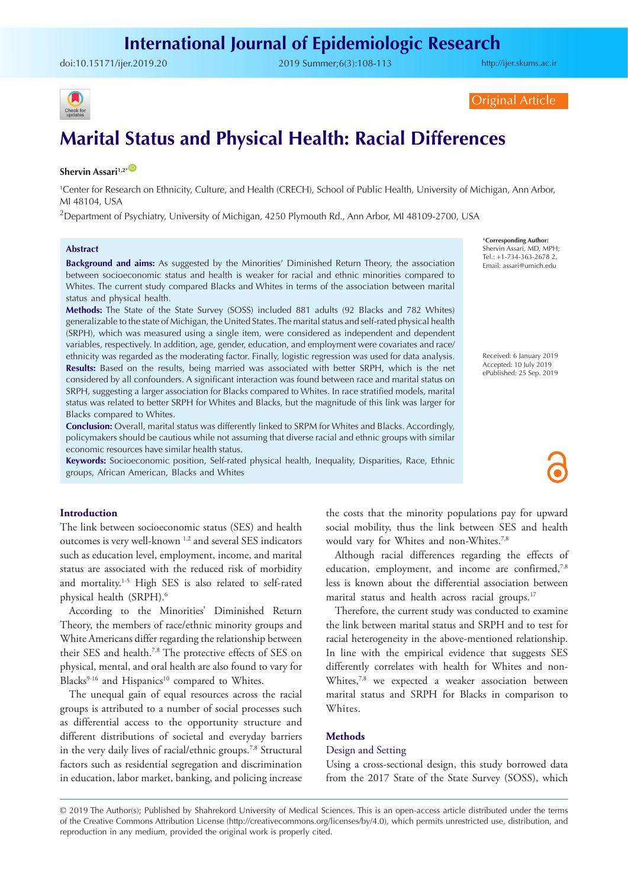Original Article

# Marital Status and Physical Health: Racial Differences

**Shervin Assari**[1,2*]

[1]Center for Research on Ethnicity, Culture, and Health (CRECH), School of Public Health, University of Michigan, Ann Arbor, MI 48104, USA

[2]Department of Psychiatry, University of Michigan, 4250 Plymouth Rd., Ann Arbor, MI 48109-2700, USA

*Corresponding Author: Shervin Assari, MD, MPH; Tel.: +1-734-363-2678 2, Email: assari@umich.edu

Received: 6 January 2019
Accepted: 10 July 2019
ePublished: 25 Sep. 2019

## Abstract

**Background and aims:** As suggested by the Minorities' Diminished Return Theory, the association between socioeconomic status and health is weaker for racial and ethnic minorities compared to Whites. The current study compared Blacks and Whites in terms of the association between marital status and physical health.

**Methods:** The State of the State Survey (SOSS) included 881 adults (92 Blacks and 782 Whites) generalizable to the state of Michigan, the United States. The marital status and self-rated physical health (SRPH), which was measured using a single item, were considered as independent and dependent variables, respectively. In addition, age, gender, education, and employment were covariates and race/ethnicity was regarded as the moderating factor. Finally, logistic regression was used for data analysis.

**Results:** Based on the results, being married was associated with better SRPH, which is the net considered by all confounders. A significant interaction was found between race and marital status on SRPH, suggesting a larger association for Blacks compared to Whites. In race stratified models, marital status was related to better SRPH for Whites and Blacks, but the magnitude of this link was larger for Blacks compared to Whites.

**Conclusion:** Overall, marital status was differently linked to SRPM for Whites and Blacks. Accordingly, policymakers should be cautious while not assuming that diverse racial and ethnic groups with similar economic resources have similar health status.

**Keywords:** Socioeconomic position, Self-rated physical health, Inequality, Disparities, Race, Ethnic groups, African American, Blacks and Whites

## Introduction

The link between socioeconomic status (SES) and health outcomes is very well-known [1,2] and several SES indicators such as education level, employment, income, and marital status are associated with the reduced risk of morbidity and mortality.[1-5] High SES is also related to self-rated physical health (SRPH).[6]

According to the Minorities' Diminished Return Theory, the members of race/ethnic minority groups and White Americans differ regarding the relationship between their SES and health.[7,8] The protective effects of SES on physical, mental, and oral health are also found to vary for Blacks[9-16] and Hispanics[10] compared to Whites.

The unequal gain of equal resources across the racial groups is attributed to a number of social processes such as differential access to the opportunity structure and different distributions of societal and everyday barriers in the very daily lives of racial/ethnic groups.[7,8] Structural factors such as residential segregation and discrimination in education, labor market, banking, and policing increase the costs that the minority populations pay for upward social mobility, thus the link between SES and health would vary for Whites and non-Whites.[7,8]

Although racial differences regarding the effects of education, employment, and income are confirmed,[7,8] less is known about the differential association between marital status and health across racial groups.[17]

Therefore, the current study was conducted to examine the link between marital status and SRPH and to test for racial heterogeneity in the above-mentioned relationship. In line with the empirical evidence that suggests SES differently correlates with health for Whites and non-Whites,[7,8] we expected a weaker association between marital status and SRPH for Blacks in comparison to Whites.

## Methods

### Design and Setting

Using a cross-sectional design, this study borrowed data from the 2017 State of the State Survey (SOSS), which

© 2019 The Author(s); Published by Shahrekord University of Medical Sciences. This is an open-access article distributed under the terms of the Creative Commons Attribution License (http://creativecommons.org/licenses/by/4.0), which permits unrestricted use, distribution, and reproduction in any medium, provided the original work is properly cited.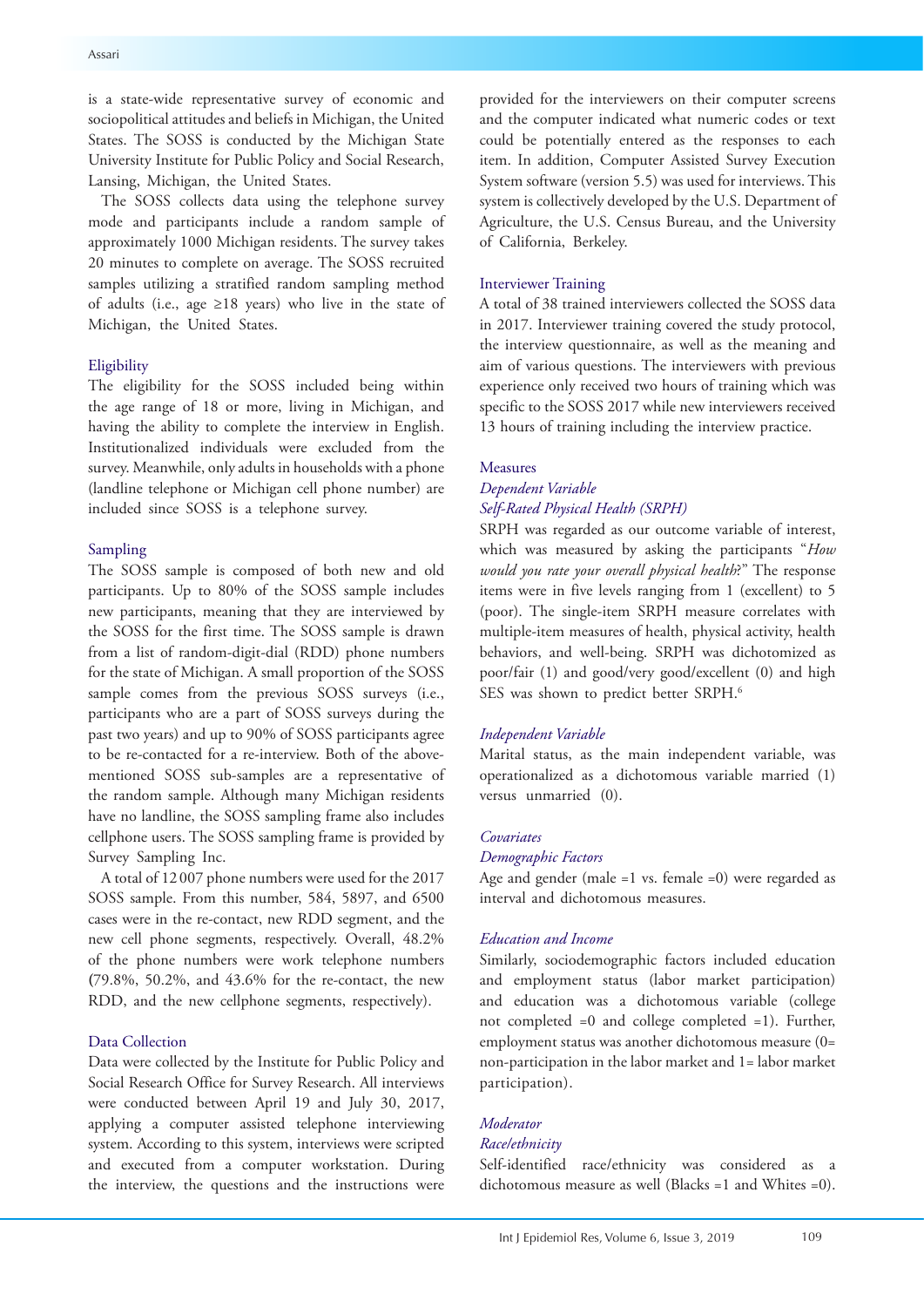is a state-wide representative survey of economic and sociopolitical attitudes and beliefs in Michigan, the United States. The SOSS is conducted by the Michigan State University Institute for Public Policy and Social Research, Lansing, Michigan, the United States.

The SOSS collects data using the telephone survey mode and participants include a random sample of approximately 1000 Michigan residents. The survey takes 20 minutes to complete on average. The SOSS recruited samples utilizing a stratified random sampling method of adults (i.e., age ≥18 years) who live in the state of Michigan, the United States.

### Eligibility

The eligibility for the SOSS included being within the age range of 18 or more, living in Michigan, and having the ability to complete the interview in English. Institutionalized individuals were excluded from the survey. Meanwhile, only adults in households with a phone (landline telephone or Michigan cell phone number) are included since SOSS is a telephone survey.

### Sampling

The SOSS sample is composed of both new and old participants. Up to 80% of the SOSS sample includes new participants, meaning that they are interviewed by the SOSS for the first time. The SOSS sample is drawn from a list of random-digit-dial (RDD) phone numbers for the state of Michigan. A small proportion of the SOSS sample comes from the previous SOSS surveys (i.e., participants who are a part of SOSS surveys during the past two years) and up to 90% of SOSS participants agree to be re-contacted for a re-interview. Both of the above-mentioned SOSS sub-samples are a representative of the random sample. Although many Michigan residents have no landline, the SOSS sampling frame also includes cellphone users. The SOSS sampling frame is provided by Survey Sampling Inc.

A total of 12 007 phone numbers were used for the 2017 SOSS sample. From this number, 584, 5897, and 6500 cases were in the re-contact, new RDD segment, and the new cell phone segments, respectively. Overall, 48.2% of the phone numbers were work telephone numbers (79.8%, 50.2%, and 43.6% for the re-contact, the new RDD, and the new cellphone segments, respectively).

### Data Collection

Data were collected by the Institute for Public Policy and Social Research Office for Survey Research. All interviews were conducted between April 19 and July 30, 2017, applying a computer assisted telephone interviewing system. According to this system, interviews were scripted and executed from a computer workstation. During the interview, the questions and the instructions were provided for the interviewers on their computer screens and the computer indicated what numeric codes or text could be potentially entered as the responses to each item. In addition, Computer Assisted Survey Execution System software (version 5.5) was used for interviews. This system is collectively developed by the U.S. Department of Agriculture, the U.S. Census Bureau, and the University of California, Berkeley.

### Interviewer Training

A total of 38 trained interviewers collected the SOSS data in 2017. Interviewer training covered the study protocol, the interview questionnaire, as well as the meaning and aim of various questions. The interviewers with previous experience only received two hours of training which was specific to the SOSS 2017 while new interviewers received 13 hours of training including the interview practice.

### Measures

#### *Dependent Variable*

#### *Self-Rated Physical Health (SRPH)*

SRPH was regarded as our outcome variable of interest, which was measured by asking the participants "*How would you rate your overall physical health*?" The response items were in five levels ranging from 1 (excellent) to 5 (poor). The single-item SRPH measure correlates with multiple-item measures of health, physical activity, health behaviors, and well-being. SRPH was dichotomized as poor/fair (1) and good/very good/excellent (0) and high SES was shown to predict better SRPH.[6]

#### *Independent Variable*

Marital status, as the main independent variable, was operationalized as a dichotomous variable married (1) versus unmarried (0).

#### *Covariates*

#### *Demographic Factors*

Age and gender (male =1 vs. female =0) were regarded as interval and dichotomous measures.

#### *Education and Income*

Similarly, sociodemographic factors included education and employment status (labor market participation) and education was a dichotomous variable (college not completed =0 and college completed =1). Further, employment status was another dichotomous measure (0= non-participation in the labor market and 1= labor market participation).

#### *Moderator*

#### *Race/ethnicity*

Self-identified race/ethnicity was considered as a dichotomous measure as well (Blacks =1 and Whites =0).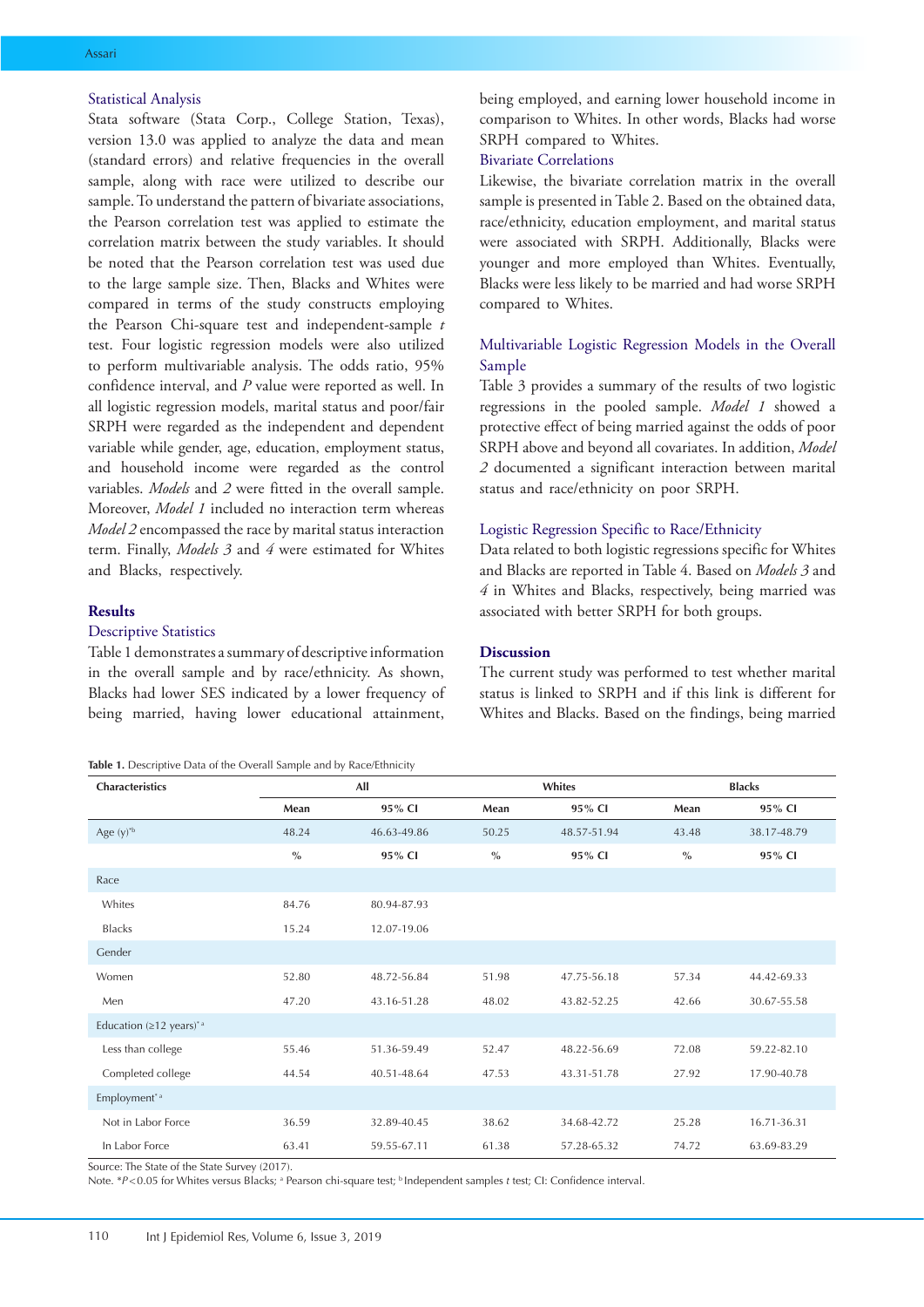### Statistical Analysis

Stata software (Stata Corp., College Station, Texas), version 13.0 was applied to analyze the data and mean (standard errors) and relative frequencies in the overall sample, along with race were utilized to describe our sample. To understand the pattern of bivariate associations, the Pearson correlation test was applied to estimate the correlation matrix between the study variables. It should be noted that the Pearson correlation test was used due to the large sample size. Then, Blacks and Whites were compared in terms of the study constructs employing the Pearson Chi-square test and independent-sample *t* test. Four logistic regression models were also utilized to perform multivariable analysis. The odds ratio, 95% confidence interval, and *P* value were reported as well. In all logistic regression models, marital status and poor/fair SRPH were regarded as the independent and dependent variable while gender, age, education, employment status, and household income were regarded as the control variables. *Models* and *2* were fitted in the overall sample. Moreover, *Model 1* included no interaction term whereas *Model 2* encompassed the race by marital status interaction term. Finally, *Models 3* and *4* were estimated for Whites and Blacks, respectively.

## Results

### Descriptive Statistics

Table 1 demonstrates a summary of descriptive information in the overall sample and by race/ethnicity. As shown, Blacks had lower SES indicated by a lower frequency of being married, having lower educational attainment, being employed, and earning lower household income in comparison to Whites. In other words, Blacks had worse SRPH compared to Whites.

### Bivariate Correlations

Likewise, the bivariate correlation matrix in the overall sample is presented in Table 2. Based on the obtained data, race/ethnicity, education employment, and marital status were associated with SRPH. Additionally, Blacks were younger and more employed than Whites. Eventually, Blacks were less likely to be married and had worse SRPH compared to Whites.

### Multivariable Logistic Regression Models in the Overall Sample

Table 3 provides a summary of the results of two logistic regressions in the pooled sample. *Model 1* showed a protective effect of being married against the odds of poor SRPH above and beyond all covariates. In addition, *Model 2* documented a significant interaction between marital status and race/ethnicity on poor SRPH.

### Logistic Regression Specific to Race/Ethnicity

Data related to both logistic regressions specific for Whites and Blacks are reported in Table 4. Based on *Models 3* and *4* in Whites and Blacks, respectively, being married was associated with better SRPH for both groups.

## Discussion

The current study was performed to test whether marital status is linked to SRPH and if this link is different for Whites and Blacks. Based on the findings, being married

**Table 1.** Descriptive Data of the Overall Sample and by Race/Ethnicity

| Characteristics | All | | Whites | | Blacks | |
|---|---|---|---|---|---|---|
| | Mean | 95% CI | Mean | 95% CI | Mean | 95% CI |
| Age (y)*b | 48.24 | 46.63-49.86 | 50.25 | 48.57-51.94 | 43.48 | 38.17-48.79 |
| | % | 95% CI | % | 95% CI | % | 95% CI |
| Race | | | | | | |
| Whites | 84.76 | 80.94-87.93 | | | | |
| Blacks | 15.24 | 12.07-19.06 | | | | |
| Gender | | | | | | |
| Women | 52.80 | 48.72-56.84 | 51.98 | 47.75-56.18 | 57.34 | 44.42-69.33 |
| Men | 47.20 | 43.16-51.28 | 48.02 | 43.82-52.25 | 42.66 | 30.67-55.58 |
| Education (≥12 years)* a | | | | | | |
| Less than college | 55.46 | 51.36-59.49 | 52.47 | 48.22-56.69 | 72.08 | 59.22-82.10 |
| Completed college | 44.54 | 40.51-48.64 | 47.53 | 43.31-51.78 | 27.92 | 17.90-40.78 |
| Employment* a | | | | | | |
| Not in Labor Force | 36.59 | 32.89-40.45 | 38.62 | 34.68-42.72 | 25.28 | 16.71-36.31 |
| In Labor Force | 63.41 | 59.55-67.11 | 61.38 | 57.28-65.32 | 74.72 | 63.69-83.29 |

Source: The State of the State Survey (2017).

Note. *$P<0.05$ for Whites versus Blacks; [a] Pearson chi-square test; [b] Independent samples *t* test; CI: Confidence interval.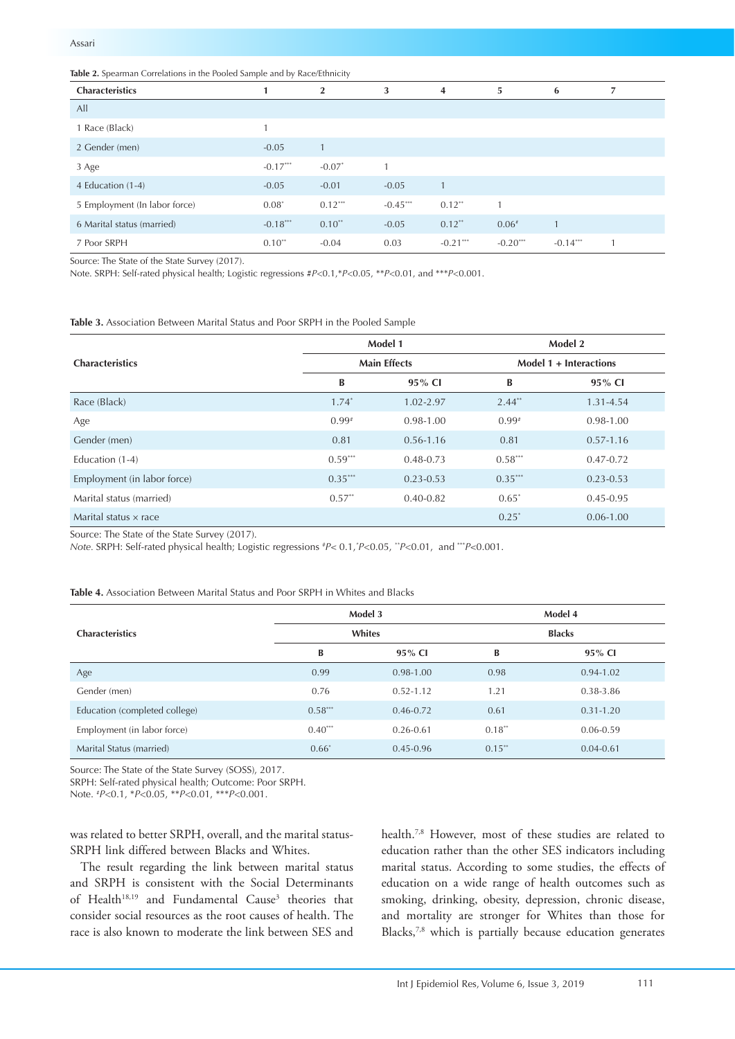**Table 2.** Spearman Correlations in the Pooled Sample and by Race/Ethnicity

| Characteristics | 1 | 2 | 3 | 4 | 5 | 6 | 7 |
|---|---|---|---|---|---|---|---|
| All | | | | | | | |
| 1 Race (Black) | 1 | | | | | | |
| 2 Gender (men) | -0.05 | 1 | | | | | |
| 3 Age | -0.17*** | -0.07* | 1 | | | | |
| 4 Education (1-4) | -0.05 | -0.01 | -0.05 | 1 | | | |
| 5 Employment (In labor force) | 0.08* | 0.12*** | -0.45*** | 0.12** | 1 | | |
| 6 Marital status (married) | -0.18*** | 0.10** | -0.05 | 0.12** | 0.06# | 1 | |
| 7 Poor SRPH | 0.10** | -0.04 | 0.03 | -0.21*** | -0.20*** | -0.14*** | 1 |

Source: The State of the State Survey (2017).

Note. SRPH: Self-rated physical health; Logistic regressions #$P<0.1$,*$P<0.05$, **$P<0.01$, and ***$P<0.001$.

**Table 3.** Association Between Marital Status and Poor SRPH in the Pooled Sample

| Characteristics | Model 1 | | Model 2 | |
|---|---|---|---|---|
| | Main Effects | | Model 1 + Interactions | |
| | B | 95% CI | B | 95% CI |
| Race (Black) | 1.74* | 1.02-2.97 | 2.44** | 1.31-4.54 |
| Age | 0.99# | 0.98-1.00 | 0.99# | 0.98-1.00 |
| Gender (men) | 0.81 | 0.56-1.16 | 0.81 | 0.57-1.16 |
| Education (1-4) | 0.59*** | 0.48-0.73 | 0.58*** | 0.47-0.72 |
| Employment (in labor force) | 0.35*** | 0.23-0.53 | 0.35*** | 0.23-0.53 |
| Marital status (married) | 0.57** | 0.40-0.82 | 0.65* | 0.45-0.95 |
| Marital status × race | | | 0.25* | 0.06-1.00 |

Source: The State of the State Survey (2017).

*Note.* SRPH: Self-rated physical health; Logistic regressions #$P< 0.1$,*$P<0.05$, **$P<0.01$, and ***$P<0.001$.

**Table 4.** Association Between Marital Status and Poor SRPH in Whites and Blacks

| Characteristics | Model 3 | | Model 4 | |
|---|---|---|---|---|
| | Whites | | Blacks | |
| | B | 95% CI | B | 95% CI |
| Age | 0.99 | 0.98-1.00 | 0.98 | 0.94-1.02 |
| Gender (men) | 0.76 | 0.52-1.12 | 1.21 | 0.38-3.86 |
| Education (completed college) | 0.58*** | 0.46-0.72 | 0.61 | 0.31-1.20 |
| Employment (in labor force) | 0.40*** | 0.26-0.61 | 0.18** | 0.06-0.59 |
| Marital Status (married) | 0.66* | 0.45-0.96 | 0.15** | 0.04-0.61 |

Source: The State of the State Survey (SOSS), 2017.

SRPH: Self-rated physical health; Outcome: Poor SRPH.

Note. #$P<0.1$, *$P<0.05$, **$P<0.01$, ***$P<0.001$.

was related to better SRPH, overall, and the marital status-SRPH link differed between Blacks and Whites.

The result regarding the link between marital status and SRPH is consistent with the Social Determinants of Health[18,19] and Fundamental Cause[3] theories that consider social resources as the root causes of health. The race is also known to moderate the link between SES and health.[7,8] However, most of these studies are related to education rather than the other SES indicators including marital status. According to some studies, the effects of education on a wide range of health outcomes such as smoking, drinking, obesity, depression, chronic disease, and mortality are stronger for Whites than those for Blacks,[7,8] which is partially because education generates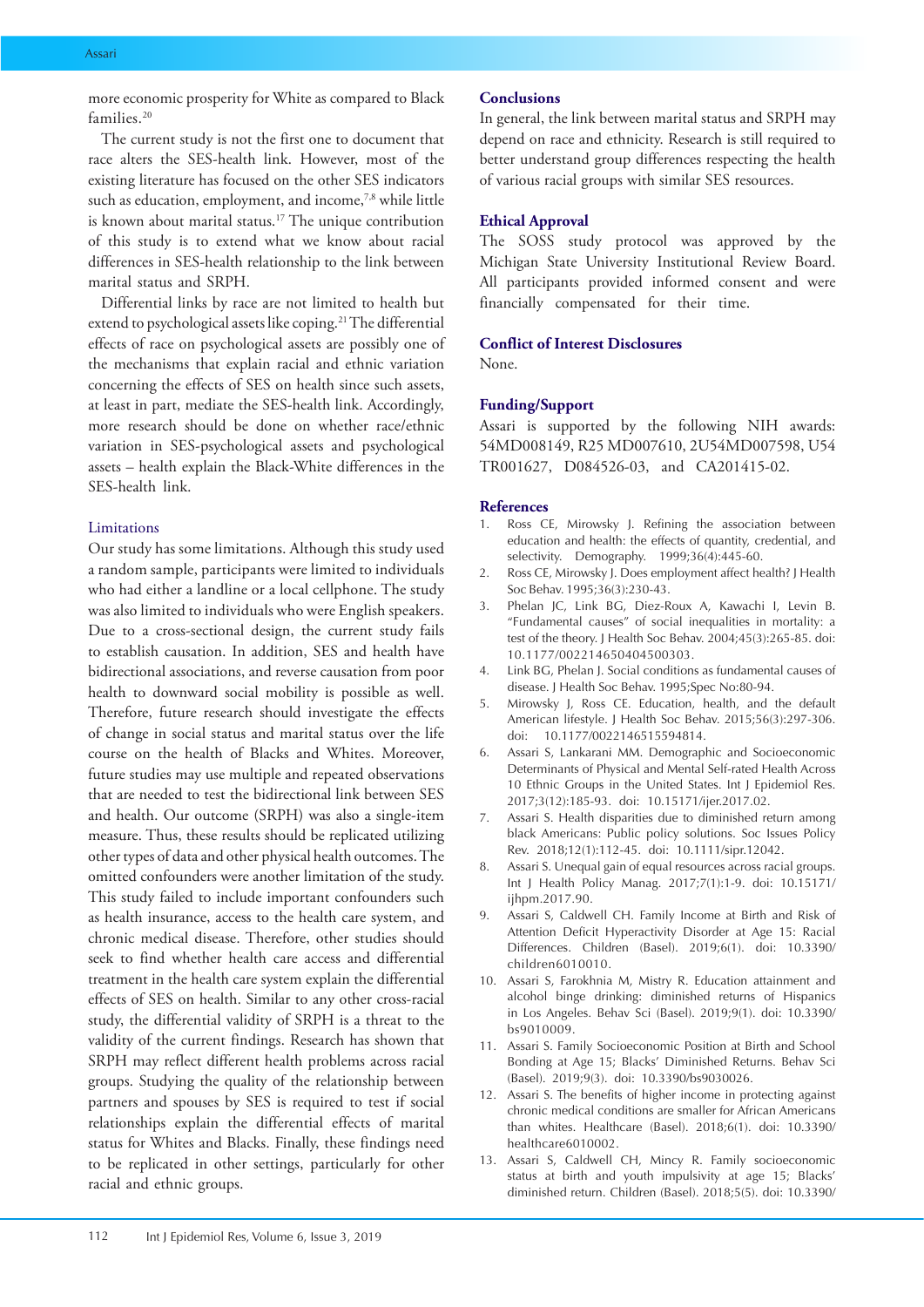more economic prosperity for White as compared to Black families.[20]

The current study is not the first one to document that race alters the SES-health link. However, most of the existing literature has focused on the other SES indicators such as education, employment, and income,[7,8] while little is known about marital status.[17] The unique contribution of this study is to extend what we know about racial differences in SES-health relationship to the link between marital status and SRPH.

Differential links by race are not limited to health but extend to psychological assets like coping.[21] The differential effects of race on psychological assets are possibly one of the mechanisms that explain racial and ethnic variation concerning the effects of SES on health since such assets, at least in part, mediate the SES-health link. Accordingly, more research should be done on whether race/ethnic variation in SES-psychological assets and psychological assets – health explain the Black-White differences in the SES-health link.

### Limitations

Our study has some limitations. Although this study used a random sample, participants were limited to individuals who had either a landline or a local cellphone. The study was also limited to individuals who were English speakers. Due to a cross-sectional design, the current study fails to establish causation. In addition, SES and health have bidirectional associations, and reverse causation from poor health to downward social mobility is possible as well. Therefore, future research should investigate the effects of change in social status and marital status over the life course on the health of Blacks and Whites. Moreover, future studies may use multiple and repeated observations that are needed to test the bidirectional link between SES and health. Our outcome (SRPH) was also a single-item measure. Thus, these results should be replicated utilizing other types of data and other physical health outcomes. The omitted confounders were another limitation of the study. This study failed to include important confounders such as health insurance, access to the health care system, and chronic medical disease. Therefore, other studies should seek to find whether health care access and differential treatment in the health care system explain the differential effects of SES on health. Similar to any other cross-racial study, the differential validity of SRPH is a threat to the validity of the current findings. Research has shown that SRPH may reflect different health problems across racial groups. Studying the quality of the relationship between partners and spouses by SES is required to test if social relationships explain the differential effects of marital status for Whites and Blacks. Finally, these findings need to be replicated in other settings, particularly for other racial and ethnic groups.

## Conclusions

In general, the link between marital status and SRPH may depend on race and ethnicity. Research is still required to better understand group differences respecting the health of various racial groups with similar SES resources.

## Ethical Approval

The SOSS study protocol was approved by the Michigan State University Institutional Review Board. All participants provided informed consent and were financially compensated for their time.

## Conflict of Interest Disclosures

None.

## Funding/Support

Assari is supported by the following NIH awards: 54MD008149, R25 MD007610, 2U54MD007598, U54 TR001627, D084526-03, and CA201415-02.

## References

1. Ross CE, Mirowsky J. Refining the association between education and health: the effects of quantity, credential, and selectivity. Demography. 1999;36(4):445-60.
2. Ross CE, Mirowsky J. Does employment affect health? J Health Soc Behav. 1995;36(3):230-43.
3. Phelan JC, Link BG, Diez-Roux A, Kawachi I, Levin B. "Fundamental causes" of social inequalities in mortality: a test of the theory. J Health Soc Behav. 2004;45(3):265-85. doi: 10.1177/002214650404500303.
4. Link BG, Phelan J. Social conditions as fundamental causes of disease. J Health Soc Behav. 1995;Spec No:80-94.
5. Mirowsky J, Ross CE. Education, health, and the default American lifestyle. J Health Soc Behav. 2015;56(3):297-306. doi: 10.1177/0022146515594814.
6. Assari S, Lankarani MM. Demographic and Socioeconomic Determinants of Physical and Mental Self-rated Health Across 10 Ethnic Groups in the United States. Int J Epidemiol Res. 2017;3(12):185-93. doi: 10.15171/ijer.2017.02.
7. Assari S. Health disparities due to diminished return among black Americans: Public policy solutions. Soc Issues Policy Rev. 2018;12(1):112-45. doi: 10.1111/sipr.12042.
8. Assari S. Unequal gain of equal resources across racial groups. Int J Health Policy Manag. 2017;7(1):1-9. doi: 10.15171/ijhpm.2017.90.
9. Assari S, Caldwell CH. Family Income at Birth and Risk of Attention Deficit Hyperactivity Disorder at Age 15: Racial Differences. Children (Basel). 2019;6(1). doi: 10.3390/children6010010.
10. Assari S, Farokhnia M, Mistry R. Education attainment and alcohol binge drinking: diminished returns of Hispanics in Los Angeles. Behav Sci (Basel). 2019;9(1). doi: 10.3390/bs9010009.
11. Assari S. Family Socioeconomic Position at Birth and School Bonding at Age 15; Blacks' Diminished Returns. Behav Sci (Basel). 2019;9(3). doi: 10.3390/bs9030026.
12. Assari S. The benefits of higher income in protecting against chronic medical conditions are smaller for African Americans than whites. Healthcare (Basel). 2018;6(1). doi: 10.3390/healthcare6010002.
13. Assari S, Caldwell CH, Mincy R. Family socioeconomic status at birth and youth impulsivity at age 15; Blacks' diminished return. Children (Basel). 2018;5(5). doi: 10.3390/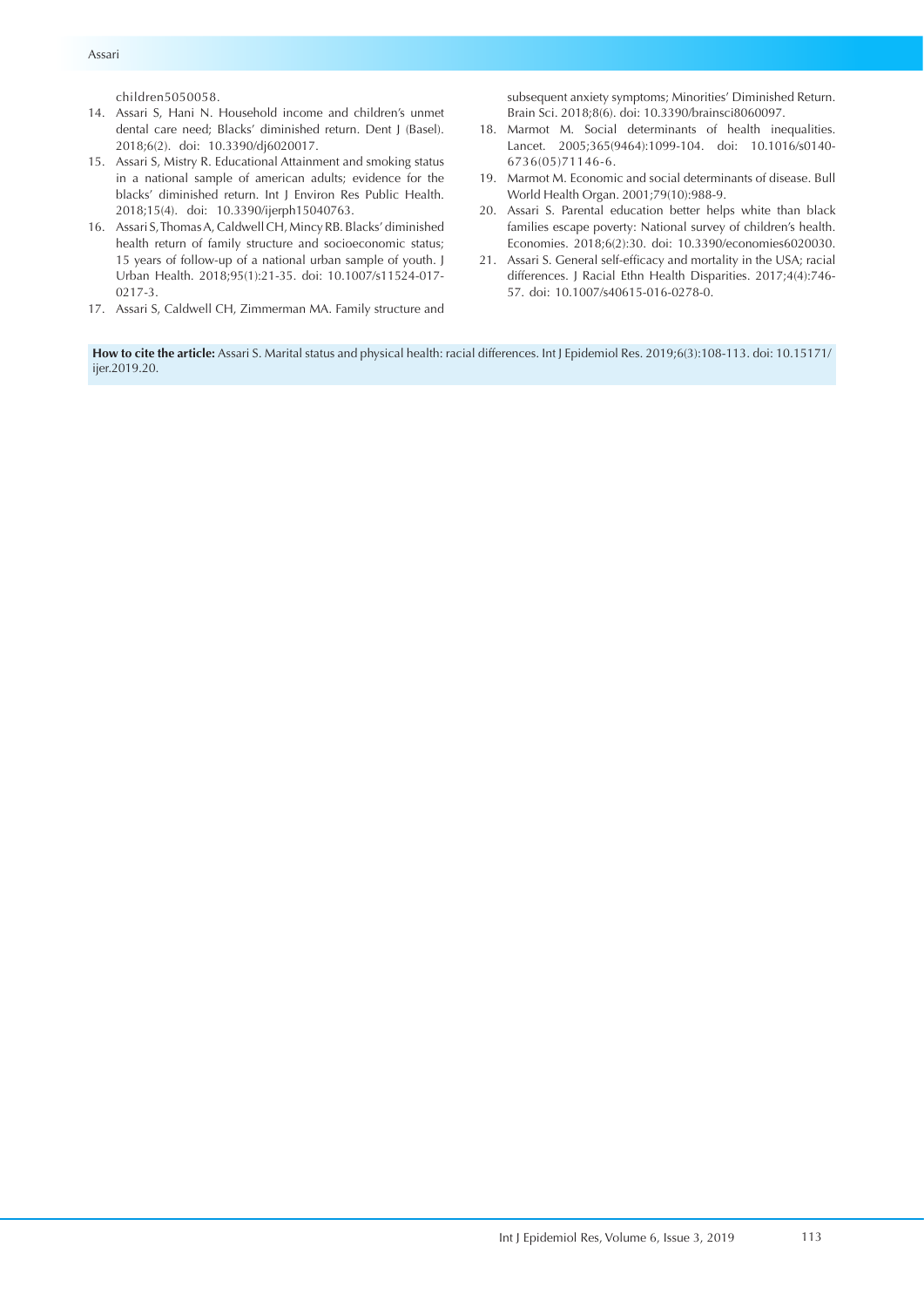children5050058.

14. Assari S, Hani N. Household income and children's unmet dental care need; Blacks' diminished return. Dent J (Basel). 2018;6(2). doi: 10.3390/dj6020017.
15. Assari S, Mistry R. Educational Attainment and smoking status in a national sample of american adults; evidence for the blacks' diminished return. Int J Environ Res Public Health. 2018;15(4). doi: 10.3390/ijerph15040763.
16. Assari S, Thomas A, Caldwell CH, Mincy RB. Blacks' diminished health return of family structure and socioeconomic status; 15 years of follow-up of a national urban sample of youth. J Urban Health. 2018;95(1):21-35. doi: 10.1007/s11524-017-0217-3.
17. Assari S, Caldwell CH, Zimmerman MA. Family structure and subsequent anxiety symptoms; Minorities' Diminished Return. Brain Sci. 2018;8(6). doi: 10.3390/brainsci8060097.
18. Marmot M. Social determinants of health inequalities. Lancet. 2005;365(9464):1099-104. doi: 10.1016/s0140-6736(05)71146-6.
19. Marmot M. Economic and social determinants of disease. Bull World Health Organ. 2001;79(10):988-9.
20. Assari S. Parental education better helps white than black families escape poverty: National survey of children's health. Economies. 2018;6(2):30. doi: 10.3390/economies6020030.
21. Assari S. General self-efficacy and mortality in the USA; racial differences. J Racial Ethn Health Disparities. 2017;4(4):746-57. doi: 10.1007/s40615-016-0278-0.

**How to cite the article:** Assari S. Marital status and physical health: racial differences. Int J Epidemiol Res. 2019;6(3):108-113. doi: 10.15171/ijer.2019.20.